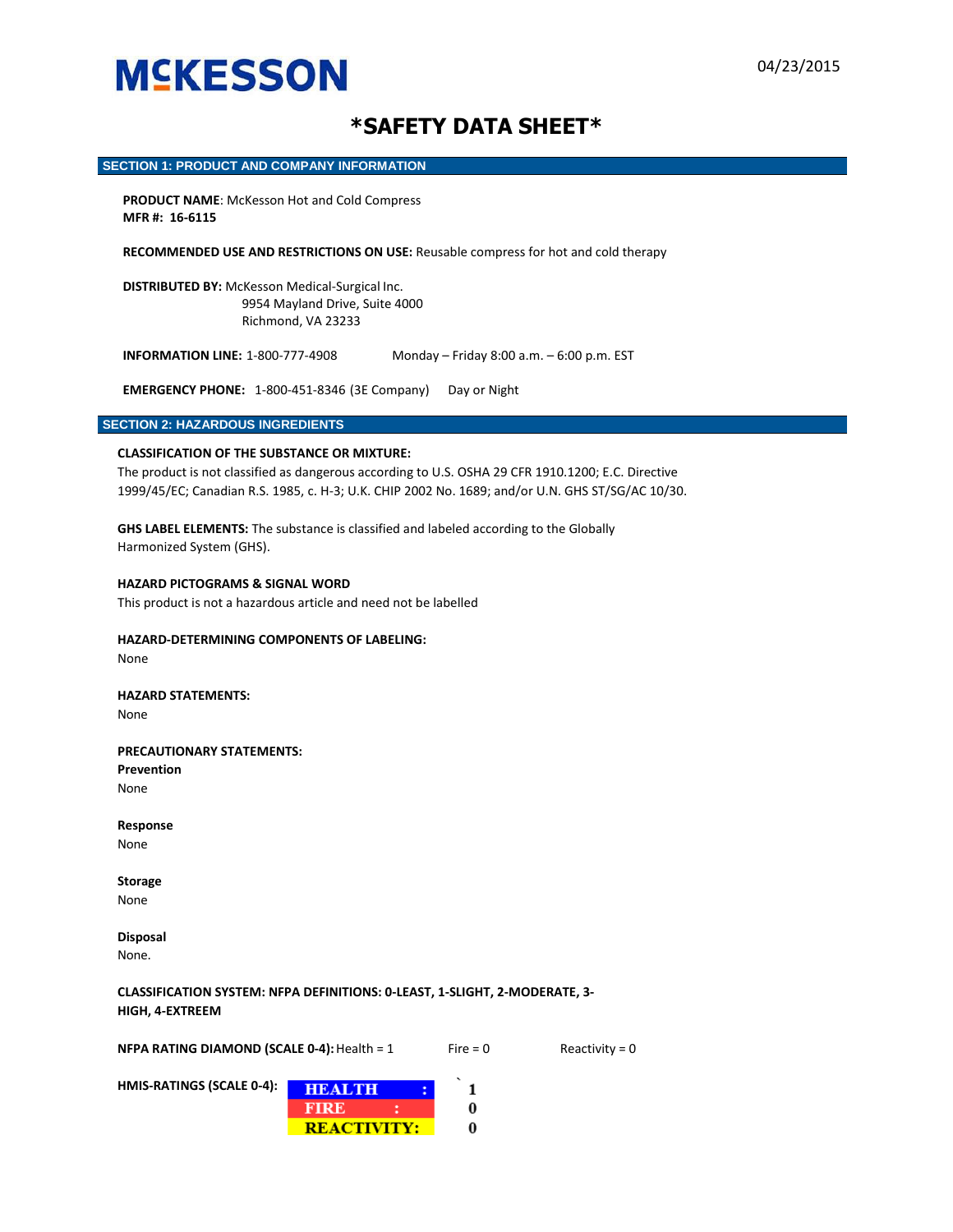MCKESSON

04/23/2015

# *SAFETY DATA SHEET*

## SECTION 1: PRODUCT AND COMPANY INFORMATION

**PRODUCT NAME**: McKesson Hot and Cold Compress
**MFR #: 16-6115**

**RECOMMENDED USE AND RESTRICTIONS ON USE:** Reusable compress for hot and cold therapy

**DISTRIBUTED BY:** McKesson Medical-Surgical Inc.
9954 Mayland Drive, Suite 4000
Richmond, VA 23233

**INFORMATION LINE:** 1-800-777-4908 Monday – Friday 8:00 a.m. – 6:00 p.m. EST

**EMERGENCY PHONE:** 1-800-451-8346 (3E Company) Day or Night

## SECTION 2: HAZARDOUS INGREDIENTS

**CLASSIFICATION OF THE SUBSTANCE OR MIXTURE:**
The product is not classified as dangerous according to U.S. OSHA 29 CFR 1910.1200; E.C. Directive 1999/45/EC; Canadian R.S. 1985, c. H-3; U.K. CHIP 2002 No. 1689; and/or U.N. GHS ST/SG/AC 10/30.

**GHS LABEL ELEMENTS:** The substance is classified and labeled according to the Globally Harmonized System (GHS).

**HAZARD PICTOGRAMS & SIGNAL WORD**
This product is not a hazardous article and need not be labelled

**HAZARD-DETERMINING COMPONENTS OF LABELING:**
None

**HAZARD STATEMENTS:**
None

**PRECAUTIONARY STATEMENTS:**

**Prevention**
None

**Response**
None

**Storage**
None

**Disposal**
None.

**CLASSIFICATION SYSTEM: NFPA DEFINITIONS: 0-LEAST, 1-SLIGHT, 2-MODERATE, 3-HIGH, 4-EXTREEM**

**NFPA RATING DIAMOND (SCALE 0-4):** Health = 1 Fire = 0 Reactivity = 0

**HMIS-RATINGS (SCALE 0-4):**

| | |
|---|---|
| HEALTH : | 1 |
| FIRE : | 0 |
| REACTIVITY: | 0 |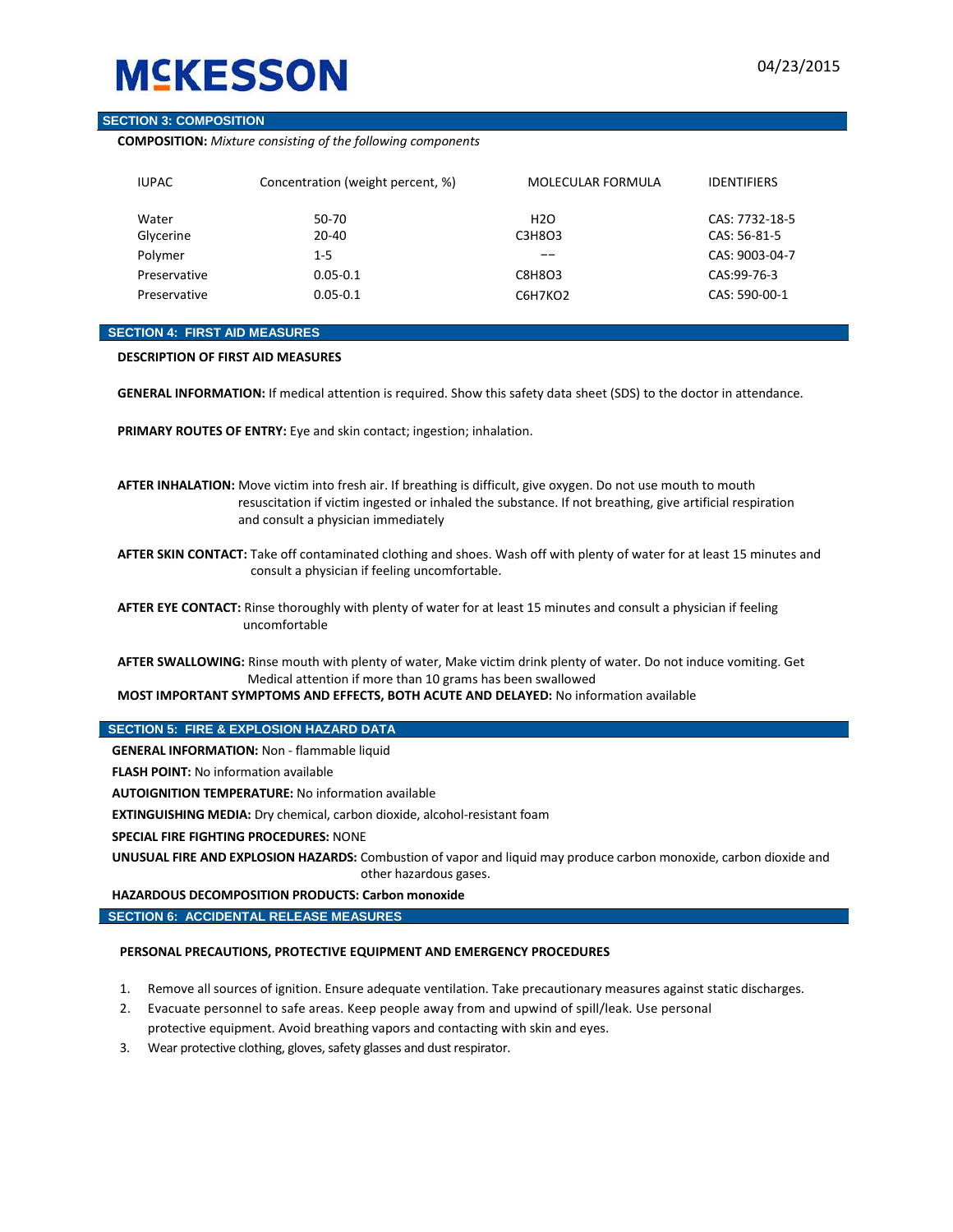## SECTION 3: COMPOSITION

**COMPOSITION:** *Mixture consisting of the following components*

| IUPAC | Concentration (weight percent, %) | MOLECULAR FORMULA | IDENTIFIERS |
|---|---|---|---|
| Water | 50-70 | $H_2O$ | CAS: 7732-18-5 |
| Glycerine | 20-40 | $C_3H_8O_3$ | CAS: 56-81-5 |
| Polymer | 1-5 | –– | CAS: 9003-04-7 |
| Preservative | 0.05-0.1 | $C_8H_8O_3$ | CAS:99-76-3 |
| Preservative | 0.05-0.1 | $C_6H_7KO_2$ | CAS: 590-00-1 |

## SECTION 4: FIRST AID MEASURES

**DESCRIPTION OF FIRST AID MEASURES**

**GENERAL INFORMATION:** If medical attention is required. Show this safety data sheet (SDS) to the doctor in attendance.

**PRIMARY ROUTES OF ENTRY:** Eye and skin contact; ingestion; inhalation.

**AFTER INHALATION:** Move victim into fresh air. If breathing is difficult, give oxygen. Do not use mouth to mouth resuscitation if victim ingested or inhaled the substance. If not breathing, give artificial respiration and consult a physician immediately

**AFTER SKIN CONTACT:** Take off contaminated clothing and shoes. Wash off with plenty of water for at least 15 minutes and consult a physician if feeling uncomfortable.

**AFTER EYE CONTACT:** Rinse thoroughly with plenty of water for at least 15 minutes and consult a physician if feeling uncomfortable

**AFTER SWALLOWING:** Rinse mouth with plenty of water, Make victim drink plenty of water. Do not induce vomiting. Get Medical attention if more than 10 grams has been swallowed

**MOST IMPORTANT SYMPTOMS AND EFFECTS, BOTH ACUTE AND DELAYED:** No information available

## SECTION 5: FIRE & EXPLOSION HAZARD DATA

**GENERAL INFORMATION:** Non - flammable liquid

**FLASH POINT:** No information available

**AUTOIGNITION TEMPERATURE:** No information available

**EXTINGUISHING MEDIA:** Dry chemical, carbon dioxide, alcohol-resistant foam

**SPECIAL FIRE FIGHTING PROCEDURES:** NONE

**UNUSUAL FIRE AND EXPLOSION HAZARDS:** Combustion of vapor and liquid may produce carbon monoxide, carbon dioxide and other hazardous gases.

**HAZARDOUS DECOMPOSITION PRODUCTS: Carbon monoxide**

## SECTION 6: ACCIDENTAL RELEASE MEASURES

**PERSONAL PRECAUTIONS, PROTECTIVE EQUIPMENT AND EMERGENCY PROCEDURES**

1. Remove all sources of ignition. Ensure adequate ventilation. Take precautionary measures against static discharges.
2. Evacuate personnel to safe areas. Keep people away from and upwind of spill/leak. Use personal protective equipment. Avoid breathing vapors and contacting with skin and eyes.
3. Wear protective clothing, gloves, safety glasses and dust respirator.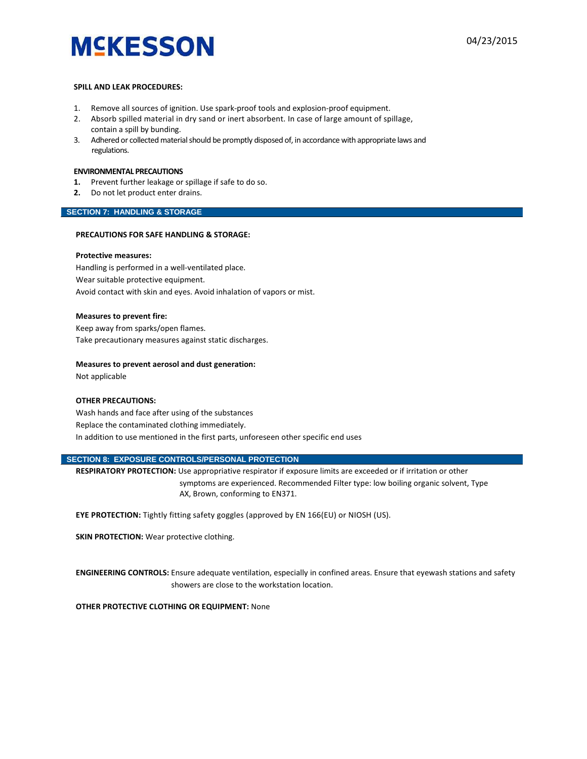**SPILL AND LEAK PROCEDURES:**

1. Remove all sources of ignition. Use spark-proof tools and explosion-proof equipment.
2. Absorb spilled material in dry sand or inert absorbent. In case of large amount of spillage, contain a spill by bunding.
3. Adhered or collected material should be promptly disposed of, in accordance with appropriate laws and regulations.

**ENVIRONMENTAL PRECAUTIONS**

1. Prevent further leakage or spillage if safe to do so.
2. Do not let product enter drains.

## SECTION 7: HANDLING & STORAGE

**PRECAUTIONS FOR SAFE HANDLING & STORAGE:**

**Protective measures:**

Handling is performed in a well-ventilated place.
Wear suitable protective equipment.
Avoid contact with skin and eyes. Avoid inhalation of vapors or mist.

**Measures to prevent fire:**

Keep away from sparks/open flames.
Take precautionary measures against static discharges.

**Measures to prevent aerosol and dust generation:**

Not applicable

**OTHER PRECAUTIONS:**

Wash hands and face after using of the substances
Replace the contaminated clothing immediately.
In addition to use mentioned in the first parts, unforeseen other specific end uses

## SECTION 8: EXPOSURE CONTROLS/PERSONAL PROTECTION

**RESPIRATORY PROTECTION:** Use appropriative respirator if exposure limits are exceeded or if irritation or other symptoms are experienced. Recommended Filter type: low boiling organic solvent, Type AX, Brown, conforming to EN371.

**EYE PROTECTION:** Tightly fitting safety goggles (approved by EN 166(EU) or NIOSH (US).

**SKIN PROTECTION:** Wear protective clothing.

**ENGINEERING CONTROLS:** Ensure adequate ventilation, especially in confined areas. Ensure that eyewash stations and safety showers are close to the workstation location.

**OTHER PROTECTIVE CLOTHING OR EQUIPMENT:** None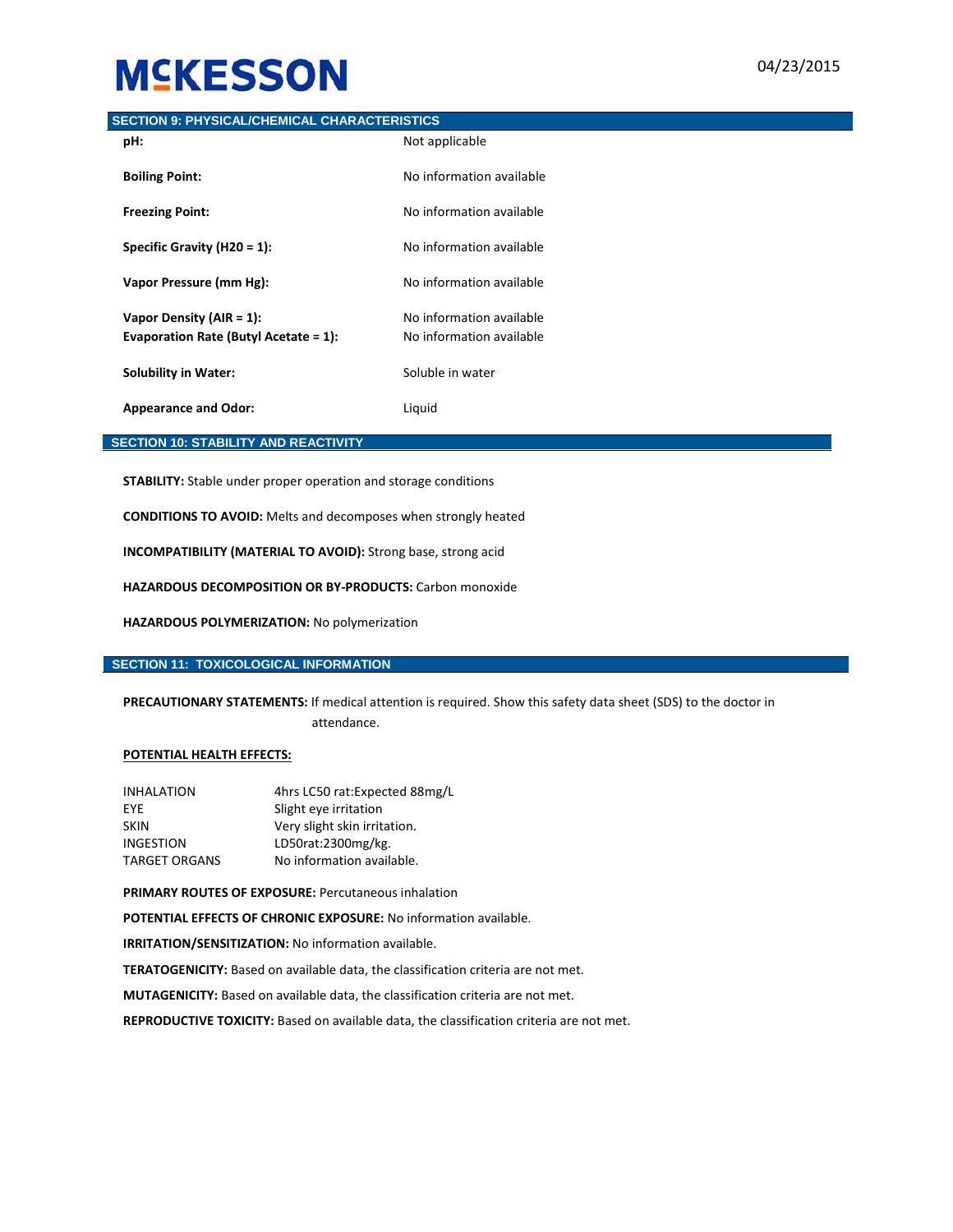## SECTION 9: PHYSICAL/CHEMICAL CHARACTERISTICS

| | |
|---|---|
| **pH:** | Not applicable |
| **Boiling Point:** | No information available |
| **Freezing Point:** | No information available |
| **Specific Gravity (H20 = 1):** | No information available |
| **Vapor Pressure (mm Hg):** | No information available |
| **Vapor Density (AIR = 1):** | No information available |
| **Evaporation Rate (Butyl Acetate = 1):** | No information available |
| **Solubility in Water:** | Soluble in water |
| **Appearance and Odor:** | Liquid |

## SECTION 10: STABILITY AND REACTIVITY

**STABILITY:** Stable under proper operation and storage conditions

**CONDITIONS TO AVOID:** Melts and decomposes when strongly heated

**INCOMPATIBILITY (MATERIAL TO AVOID):** Strong base, strong acid

**HAZARDOUS DECOMPOSITION OR BY-PRODUCTS:** Carbon monoxide

**HAZARDOUS POLYMERIZATION:** No polymerization

## SECTION 11: TOXICOLOGICAL INFORMATION

**PRECAUTIONARY STATEMENTS:** If medical attention is required. Show this safety data sheet (SDS) to the doctor in attendance.

**POTENTIAL HEALTH EFFECTS:**

| | |
|---|---|
| INHALATION | 4hrs LC50 rat:Expected 88mg/L |
| EYE | Slight eye irritation |
| SKIN | Very slight skin irritation. |
| INGESTION | LD50rat:2300mg/kg. |
| TARGET ORGANS | No information available. |

**PRIMARY ROUTES OF EXPOSURE:** Percutaneous inhalation

**POTENTIAL EFFECTS OF CHRONIC EXPOSURE:** No information available.

**IRRITATION/SENSITIZATION:** No information available.

**TERATOGENICITY:** Based on available data, the classification criteria are not met.

**MUTAGENICITY:** Based on available data, the classification criteria are not met.

**REPRODUCTIVE TOXICITY:** Based on available data, the classification criteria are not met.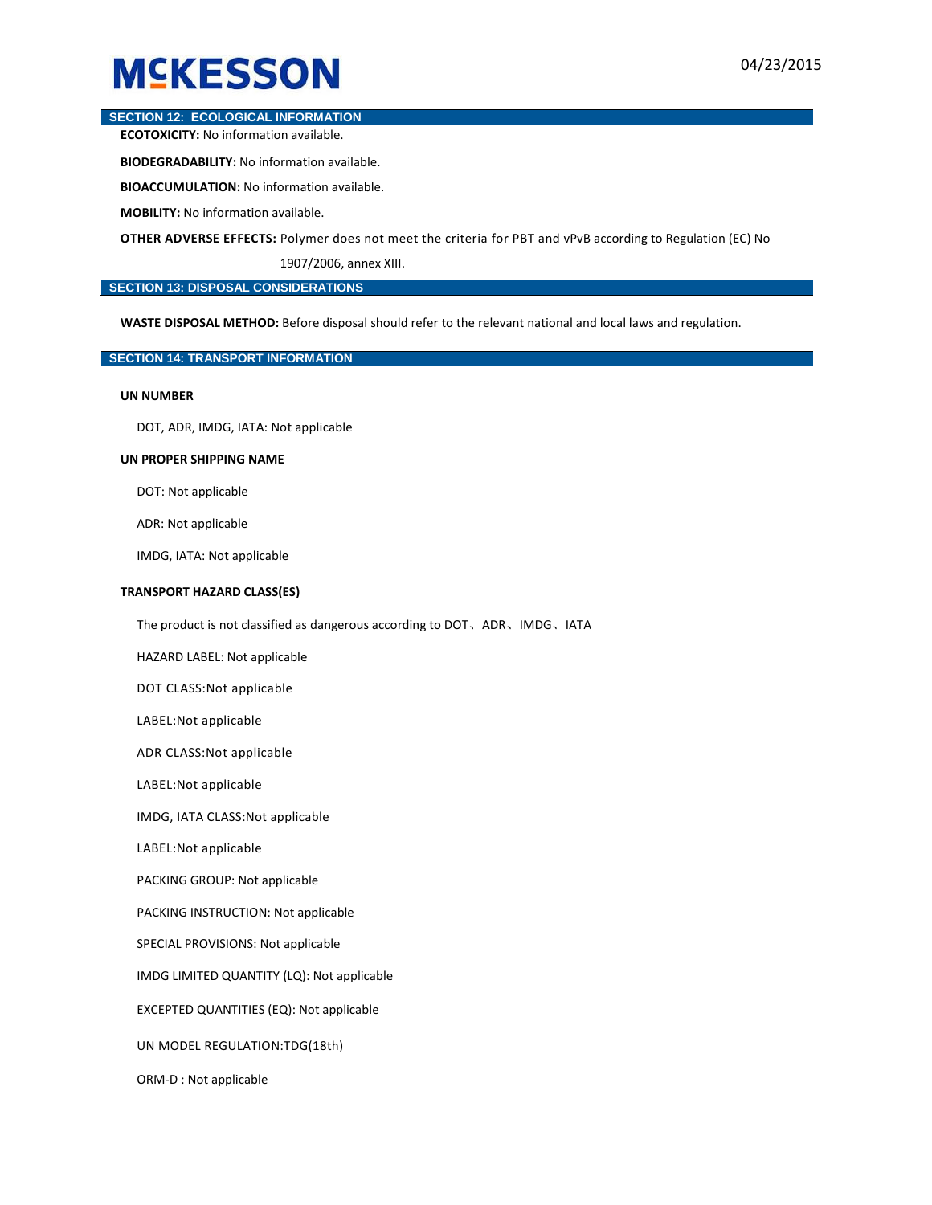## SECTION 12: ECOLOGICAL INFORMATION

**ECOTOXICITY:** No information available.

**BIODEGRADABILITY:** No information available.

**BIOACCUMULATION:** No information available.

**MOBILITY:** No information available.

**OTHER ADVERSE EFFECTS:** Polymer does not meet the criteria for PBT and vPvB according to Regulation (EC) No 1907/2006, annex XIII.

## SECTION 13: DISPOSAL CONSIDERATIONS

**WASTE DISPOSAL METHOD:** Before disposal should refer to the relevant national and local laws and regulation.

## SECTION 14: TRANSPORT INFORMATION

**UN NUMBER**

DOT, ADR, IMDG, IATA: Not applicable

**UN PROPER SHIPPING NAME**

DOT: Not applicable

ADR: Not applicable

IMDG, IATA: Not applicable

**TRANSPORT HAZARD CLASS(ES)**

The product is not classified as dangerous according to DOT、ADR、IMDG、IATA

HAZARD LABEL: Not applicable

DOT CLASS:Not applicable

LABEL:Not applicable

ADR CLASS:Not applicable

LABEL:Not applicable

IMDG, IATA CLASS:Not applicable

LABEL:Not applicable

PACKING GROUP: Not applicable

PACKING INSTRUCTION: Not applicable

SPECIAL PROVISIONS: Not applicable

IMDG LIMITED QUANTITY (LQ): Not applicable

EXCEPTED QUANTITIES (EQ): Not applicable

UN MODEL REGULATION:TDG(18th)

ORM-D : Not applicable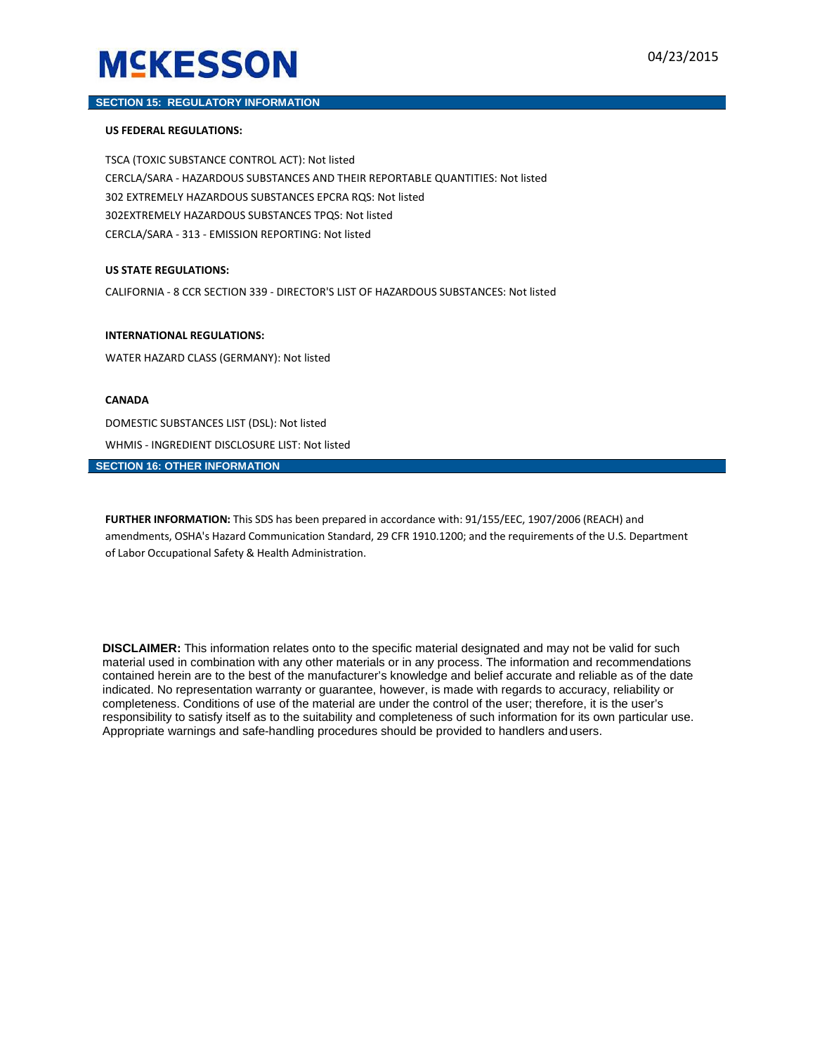## SECTION 15: REGULATORY INFORMATION

**US FEDERAL REGULATIONS:**

TSCA (TOXIC SUBSTANCE CONTROL ACT): Not listed

CERCLA/SARA - HAZARDOUS SUBSTANCES AND THEIR REPORTABLE QUANTITIES: Not listed

302 EXTREMELY HAZARDOUS SUBSTANCES EPCRA RQS: Not listed

302EXTREMELY HAZARDOUS SUBSTANCES TPQS: Not listed

CERCLA/SARA - 313 - EMISSION REPORTING: Not listed

**US STATE REGULATIONS:**

CALIFORNIA - 8 CCR SECTION 339 - DIRECTOR'S LIST OF HAZARDOUS SUBSTANCES: Not listed

**INTERNATIONAL REGULATIONS:**

WATER HAZARD CLASS (GERMANY): Not listed

**CANADA**

DOMESTIC SUBSTANCES LIST (DSL): Not listed

WHMIS - INGREDIENT DISCLOSURE LIST: Not listed

## SECTION 16: OTHER INFORMATION

**FURTHER INFORMATION:** This SDS has been prepared in accordance with: 91/155/EEC, 1907/2006 (REACH) and amendments, OSHA's Hazard Communication Standard, 29 CFR 1910.1200; and the requirements of the U.S. Department of Labor Occupational Safety & Health Administration.

**DISCLAIMER:** This information relates onto to the specific material designated and may not be valid for such material used in combination with any other materials or in any process. The information and recommendations contained herein are to the best of the manufacturer's knowledge and belief accurate and reliable as of the date indicated. No representation warranty or guarantee, however, is made with regards to accuracy, reliability or completeness. Conditions of use of the material are under the control of the user; therefore, it is the user's responsibility to satisfy itself as to the suitability and completeness of such information for its own particular use. Appropriate warnings and safe-handling procedures should be provided to handlers and users.